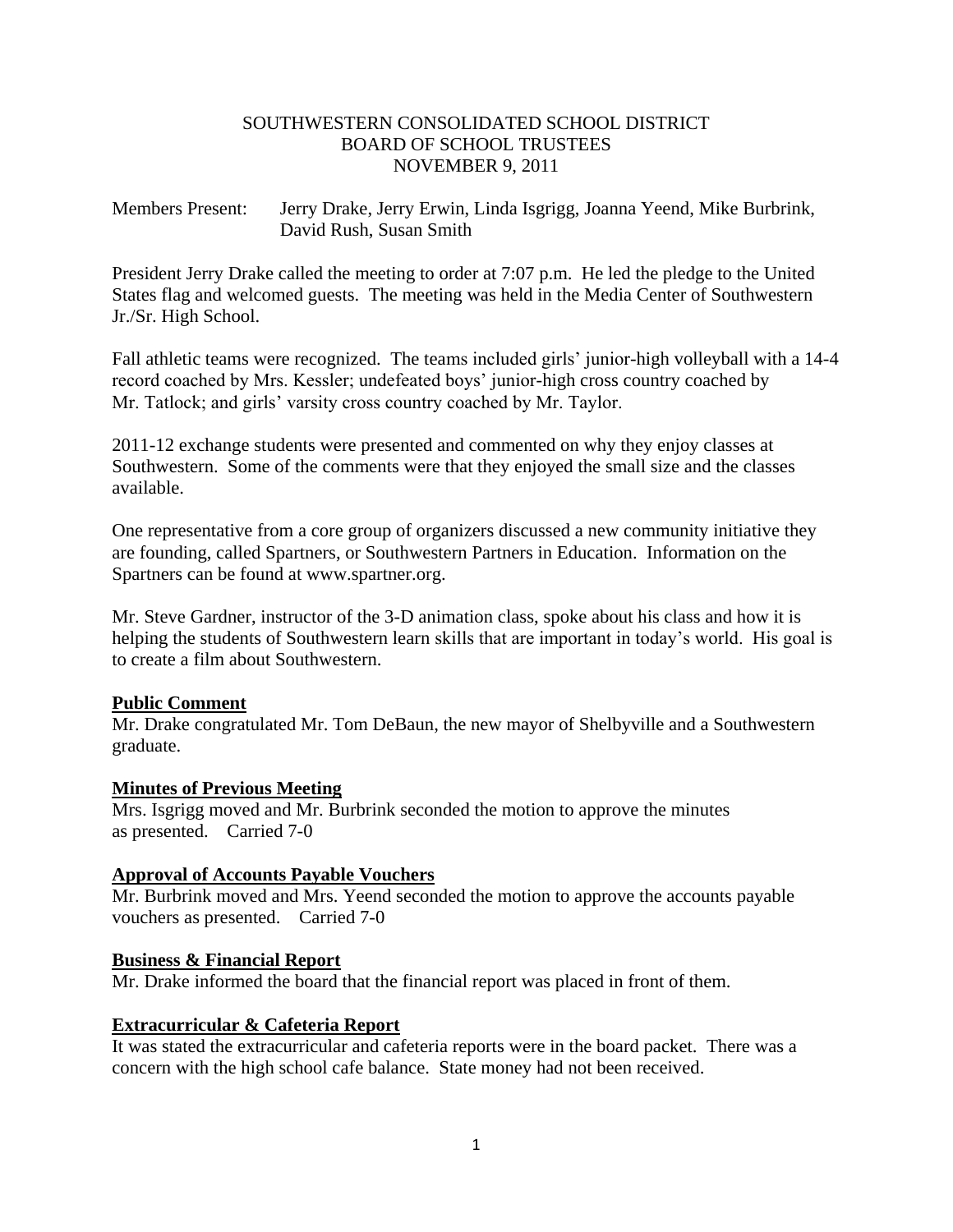# SOUTHWESTERN CONSOLIDATED SCHOOL DISTRICT
## BOARD OF SCHOOL TRUSTEES
### NOVEMBER 9, 2011

Members Present: Jerry Drake, Jerry Erwin, Linda Isgrigg, Joanna Yeend, Mike Burbrink, David Rush, Susan Smith

President Jerry Drake called the meeting to order at 7:07 p.m. He led the pledge to the United States flag and welcomed guests. The meeting was held in the Media Center of Southwestern Jr./Sr. High School.

Fall athletic teams were recognized. The teams included girls' junior-high volleyball with a 14-4 record coached by Mrs. Kessler; undefeated boys' junior-high cross country coached by Mr. Tatlock; and girls' varsity cross country coached by Mr. Taylor.

2011-12 exchange students were presented and commented on why they enjoy classes at Southwestern. Some of the comments were that they enjoyed the small size and the classes available.

One representative from a core group of organizers discussed a new community initiative they are founding, called Spartners, or Southwestern Partners in Education. Information on the Spartners can be found at www.spartner.org.

Mr. Steve Gardner, instructor of the 3-D animation class, spoke about his class and how it is helping the students of Southwestern learn skills that are important in today's world. His goal is to create a film about Southwestern.

**Public Comment**

Mr. Drake congratulated Mr. Tom DeBaun, the new mayor of Shelbyville and a Southwestern graduate.

**Minutes of Previous Meeting**

Mrs. Isgrigg moved and Mr. Burbrink seconded the motion to approve the minutes as presented. Carried 7-0

**Approval of Accounts Payable Vouchers**

Mr. Burbrink moved and Mrs. Yeend seconded the motion to approve the accounts payable vouchers as presented. Carried 7-0

**Business & Financial Report**

Mr. Drake informed the board that the financial report was placed in front of them.

**Extracurricular & Cafeteria Report**

It was stated the extracurricular and cafeteria reports were in the board packet. There was a concern with the high school cafe balance. State money had not been received.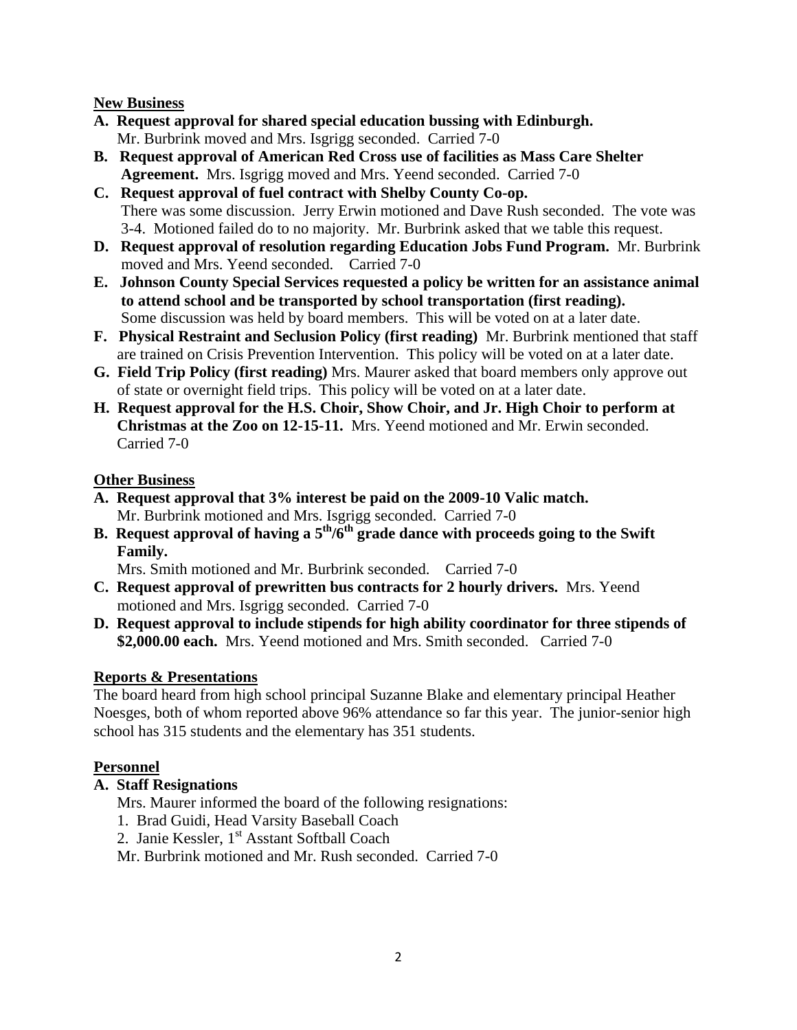## New Business

**A. Request approval for shared special education bussing with Edinburgh.** Mr. Burbrink moved and Mrs. Isgrigg seconded. Carried 7-0

**B. Request approval of American Red Cross use of facilities as Mass Care Shelter Agreement.** Mrs. Isgrigg moved and Mrs. Yeend seconded. Carried 7-0

**C. Request approval of fuel contract with Shelby County Co-op.** There was some discussion. Jerry Erwin motioned and Dave Rush seconded. The vote was 3-4. Motioned failed do to no majority. Mr. Burbrink asked that we table this request.

**D. Request approval of resolution regarding Education Jobs Fund Program.** Mr. Burbrink moved and Mrs. Yeend seconded. Carried 7-0

**E. Johnson County Special Services requested a policy be written for an assistance animal to attend school and be transported by school transportation (first reading).** Some discussion was held by board members. This will be voted on at a later date.

**F. Physical Restraint and Seclusion Policy (first reading)** Mr. Burbrink mentioned that staff are trained on Crisis Prevention Intervention. This policy will be voted on at a later date.

**G. Field Trip Policy (first reading)** Mrs. Maurer asked that board members only approve out of state or overnight field trips. This policy will be voted on at a later date.

**H. Request approval for the H.S. Choir, Show Choir, and Jr. High Choir to perform at Christmas at the Zoo on 12-15-11.** Mrs. Yeend motioned and Mr. Erwin seconded. Carried 7-0

## Other Business

**A. Request approval that 3% interest be paid on the 2009-10 Valic match.** Mr. Burbrink motioned and Mrs. Isgrigg seconded. Carried 7-0

**B. Request approval of having a 5th/6th grade dance with proceeds going to the Swift Family.** Mrs. Smith motioned and Mr. Burbrink seconded. Carried 7-0

**C. Request approval of prewritten bus contracts for 2 hourly drivers.** Mrs. Yeend motioned and Mrs. Isgrigg seconded. Carried 7-0

**D. Request approval to include stipends for high ability coordinator for three stipends of $2,000.00 each.** Mrs. Yeend motioned and Mrs. Smith seconded. Carried 7-0

## Reports & Presentations

The board heard from high school principal Suzanne Blake and elementary principal Heather Noesges, both of whom reported above 96% attendance so far this year. The junior-senior high school has 315 students and the elementary has 351 students.

## Personnel

**A. Staff Resignations**

Mrs. Maurer informed the board of the following resignations:

1. Brad Guidi, Head Varsity Baseball Coach
2. Janie Kessler, 1st Asstant Softball Coach

Mr. Burbrink motioned and Mr. Rush seconded. Carried 7-0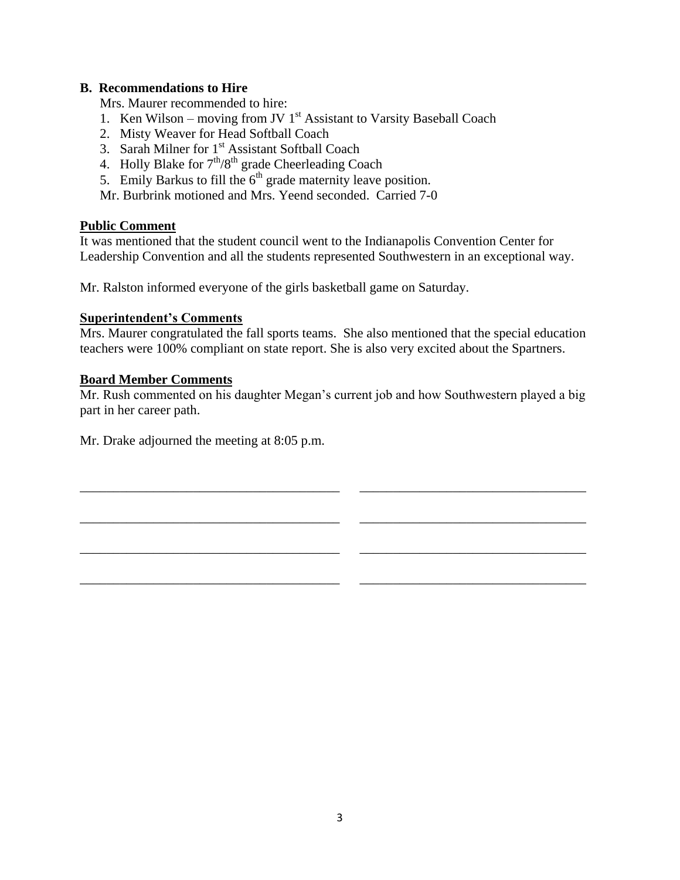**B. Recommendations to Hire**

Mrs. Maurer recommended to hire:

1. Ken Wilson – moving from JV 1st Assistant to Varsity Baseball Coach
2. Misty Weaver for Head Softball Coach
3. Sarah Milner for 1st Assistant Softball Coach
4. Holly Blake for 7th/8th grade Cheerleading Coach
5. Emily Barkus to fill the 6th grade maternity leave position.

Mr. Burbrink motioned and Mrs. Yeend seconded. Carried 7-0

**Public Comment**

It was mentioned that the student council went to the Indianapolis Convention Center for Leadership Convention and all the students represented Southwestern in an exceptional way.

Mr. Ralston informed everyone of the girls basketball game on Saturday.

**Superintendent's Comments**

Mrs. Maurer congratulated the fall sports teams. She also mentioned that the special education teachers were 100% compliant on state report. She is also very excited about the Spartners.

**Board Member Comments**

Mr. Rush commented on his daughter Megan's current job and how Southwestern played a big part in her career path.

Mr. Drake adjourned the meeting at 8:05 p.m.

\_\_\_\_\_\_\_\_\_\_\_\_\_\_\_\_\_\_\_\_\_\_\_\_\_\_\_\_\_\_\_\_\_\_\_\_\_\_\_\_ \_\_\_\_\_\_\_\_\_\_\_\_\_\_\_\_\_\_\_\_\_\_\_\_\_\_\_\_\_\_\_\_\_\_\_\_\_\_\_\_

\_\_\_\_\_\_\_\_\_\_\_\_\_\_\_\_\_\_\_\_\_\_\_\_\_\_\_\_\_\_\_\_\_\_\_\_\_\_\_\_ \_\_\_\_\_\_\_\_\_\_\_\_\_\_\_\_\_\_\_\_\_\_\_\_\_\_\_\_\_\_\_\_\_\_\_\_\_\_\_\_

\_\_\_\_\_\_\_\_\_\_\_\_\_\_\_\_\_\_\_\_\_\_\_\_\_\_\_\_\_\_\_\_\_\_\_\_\_\_\_\_ \_\_\_\_\_\_\_\_\_\_\_\_\_\_\_\_\_\_\_\_\_\_\_\_\_\_\_\_\_\_\_\_\_\_\_\_\_\_\_\_

\_\_\_\_\_\_\_\_\_\_\_\_\_\_\_\_\_\_\_\_\_\_\_\_\_\_\_\_\_\_\_\_\_\_\_\_\_\_\_\_ \_\_\_\_\_\_\_\_\_\_\_\_\_\_\_\_\_\_\_\_\_\_\_\_\_\_\_\_\_\_\_\_\_\_\_\_\_\_\_\_